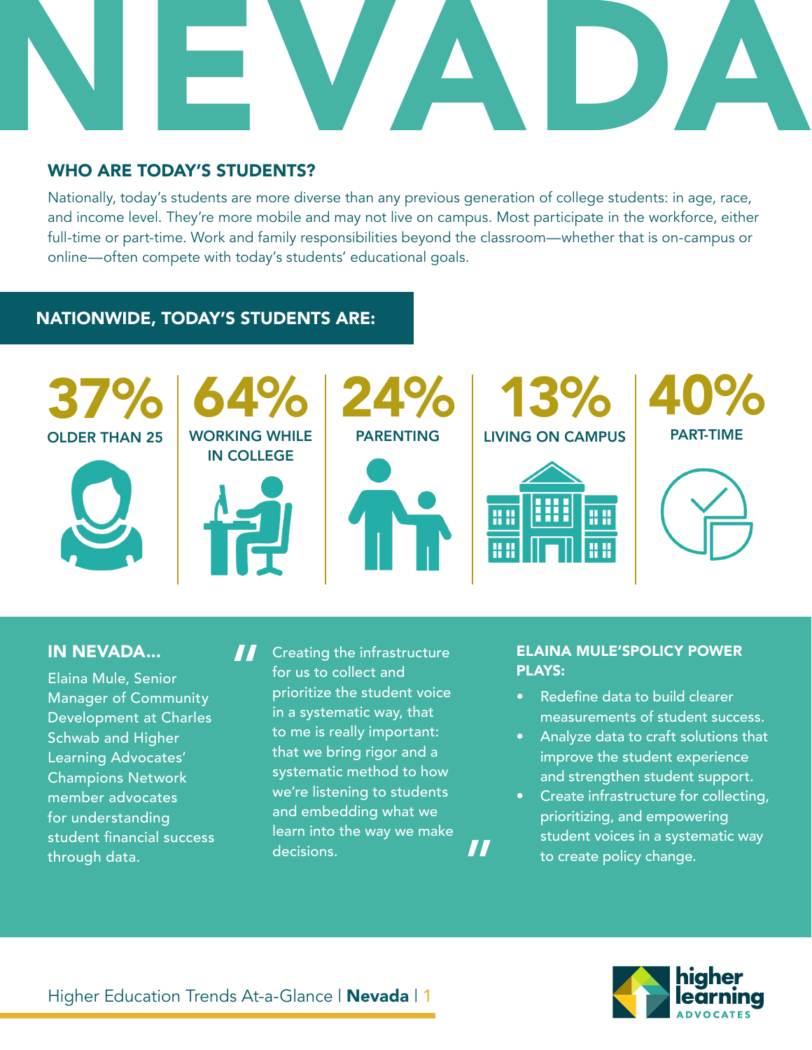# NEVADA

## WHO ARE TODAY'S STUDENTS?

Nationally, today's students are more diverse than any previous generation of college students: in age, race, and income level. They're more mobile and may not live on campus. Most participate in the workforce, either full-time or part-time. Work and family responsibilities beyond the classroom—whether that is on-campus or online—often compete with today's students' educational goals.

## NATIONWIDE, TODAY'S STUDENTS ARE:

- **37%** OLDER THAN 25
- **64%** WORKING WHILE IN COLLEGE
- **24%** PARENTING
- **13%** LIVING ON CAMPUS
- **40%** PART-TIME

## IN NEVADA...

Elaina Mule, Senior Manager of Community Development at Charles Schwab and Higher Learning Advocates' Champions Network member advocates for understanding student financial success through data.

> "Creating the infrastructure for us to collect and prioritize the student voice in a systematic way, that to me is really important: that we bring rigor and a systematic method to how we're listening to students and embedding what we learn into the way we make decisions."

### ELAINA MULE'SPOLICY POWER PLAYS:

- Redefine data to build clearer measurements of student success.
- Analyze data to craft solutions that improve the student experience and strengthen student support.
- Create infrastructure for collecting, prioritizing, and empowering student voices in a systematic way to create policy change.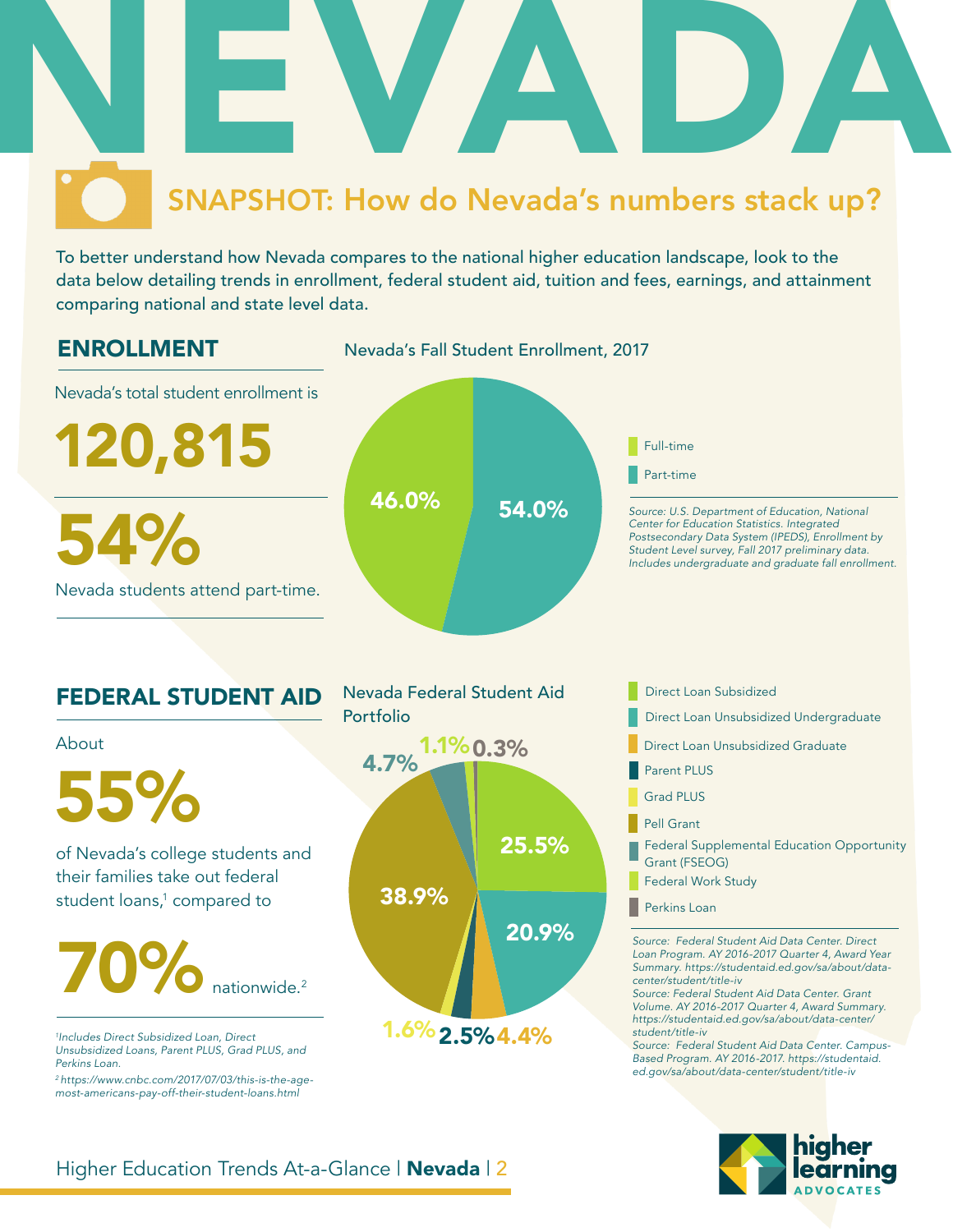# NEVADA

## SNAPSHOT: How do Nevada's numbers stack up?

To better understand how Nevada compares to the national higher education landscape, look to the data below detailing trends in enrollment, federal student aid, tuition and fees, earnings, and attainment comparing national and state level data.

## ENROLLMENT

Nevada's total student enrollment is

**120,815**

**54%**

Nevada students attend part-time.

**Nevada's Fall Student Enrollment, 2017**

| Status | Share |
| --- | --- |
| Full-time | 46.0% |
| Part-time | 54.0% |

*Source: U.S. Department of Education, National Center for Education Statistics. Integrated Postsecondary Data System (IPEDS), Enrollment by Student Level survey, Fall 2017 preliminary data. Includes undergraduate and graduate fall enrollment.*

## FEDERAL STUDENT AID

About

**55%**

of Nevada's college students and their families take out federal student loans,[1] compared to

**70%** nationwide.[2]

*[1]Includes Direct Subsidized Loan, Direct Unsubsidized Loans, Parent PLUS, Grad PLUS, and Perkins Loan.*

*[2]https://www.cnbc.com/2017/07/03/this-is-the-age-most-americans-pay-off-their-student-loans.html*

**Nevada Federal Student Aid Portfolio**

| Type | Share |
| --- | --- |
| Direct Loan Subsidized | 25.5% |
| Direct Loan Unsubsidized Undergraduate | 20.9% |
| Direct Loan Unsubsidized Graduate | 4.4% |
| Parent PLUS | 2.5% |
| Grad PLUS | 1.6% |
| Pell Grant | 38.9% |
| Federal Supplemental Education Opportunity Grant (FSEOG) | 4.7% |
| Federal Work Study | 1.1% |
| Perkins Loan | 0.3% |

*Source: Federal Student Aid Data Center. Direct Loan Program. AY 2016-2017 Quarter 4, Award Year Summary. https://studentaid.ed.gov/sa/about/data-center/student/title-iv*

*Source: Federal Student Aid Data Center. Grant Volume. AY 2016-2017 Quarter 4, Award Summary. https://studentaid.ed.gov/sa/about/data-center/student/title-iv*

*Source: Federal Student Aid Data Center. Campus-Based Program. AY 2016-2017. https://studentaid.ed.gov/sa/about/data-center/student/title-iv*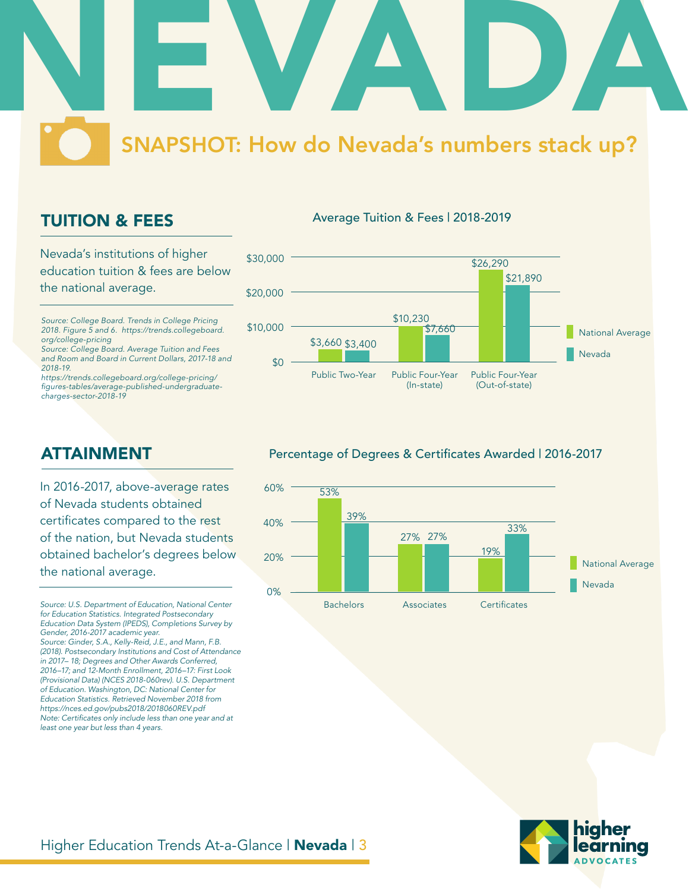# NEVADA

## SNAPSHOT: How do Nevada's numbers stack up?

## TUITION & FEES

Nevada's institutions of higher education tuition & fees are below the national average.

*Source: College Board. Trends in College Pricing 2018. Figure 5 and 6. https://trends.collegeboard.org/college-pricing*
*Source: College Board. Average Tuition and Fees and Room and Board in Current Dollars, 2017-18 and 2018-19. https://trends.collegeboard.org/college-pricing/figures-tables/average-published-undergraduate-charges-sector-2018-19*

**Average Tuition & Fees | 2018-2019**

| | National Average | Nevada |
|---|---|---|
| Public Two-Year | $3,660 | $3,400 |
| Public Four-Year (In-state) | $10,230 | $7,660 |
| Public Four-Year (Out-of-state) | $26,290 | $21,890 |

## ATTAINMENT

In 2016-2017, above-average rates of Nevada students obtained certificates compared to the rest of the nation, but Nevada students obtained bachelor's degrees below the national average.

*Source: U.S. Department of Education, National Center for Education Statistics. Integrated Postsecondary Education Data System (IPEDS), Completions Survey by Gender, 2016-2017 academic year.*
*Source: Ginder, S.A., Kelly-Reid, J.E., and Mann, F.B. (2018). Postsecondary Institutions and Cost of Attendance in 2017– 18; Degrees and Other Awards Conferred, 2016–17; and 12-Month Enrollment, 2016–17: First Look (Provisional Data) (NCES 2018-060rev). U.S. Department of Education. Washington, DC: National Center for Education Statistics. Retrieved November 2018 from https://nces.ed.gov/pubs2018/2018060REV.pdf*
*Note: Certificates only include less than one year and at least one year but less than 4 years.*

**Percentage of Degrees & Certificates Awarded | 2016-2017**

| | National Average | Nevada |
|---|---|---|
| Bachelors | 53% | 39% |
| Associates | 27% | 27% |
| Certificates | 19% | 33% |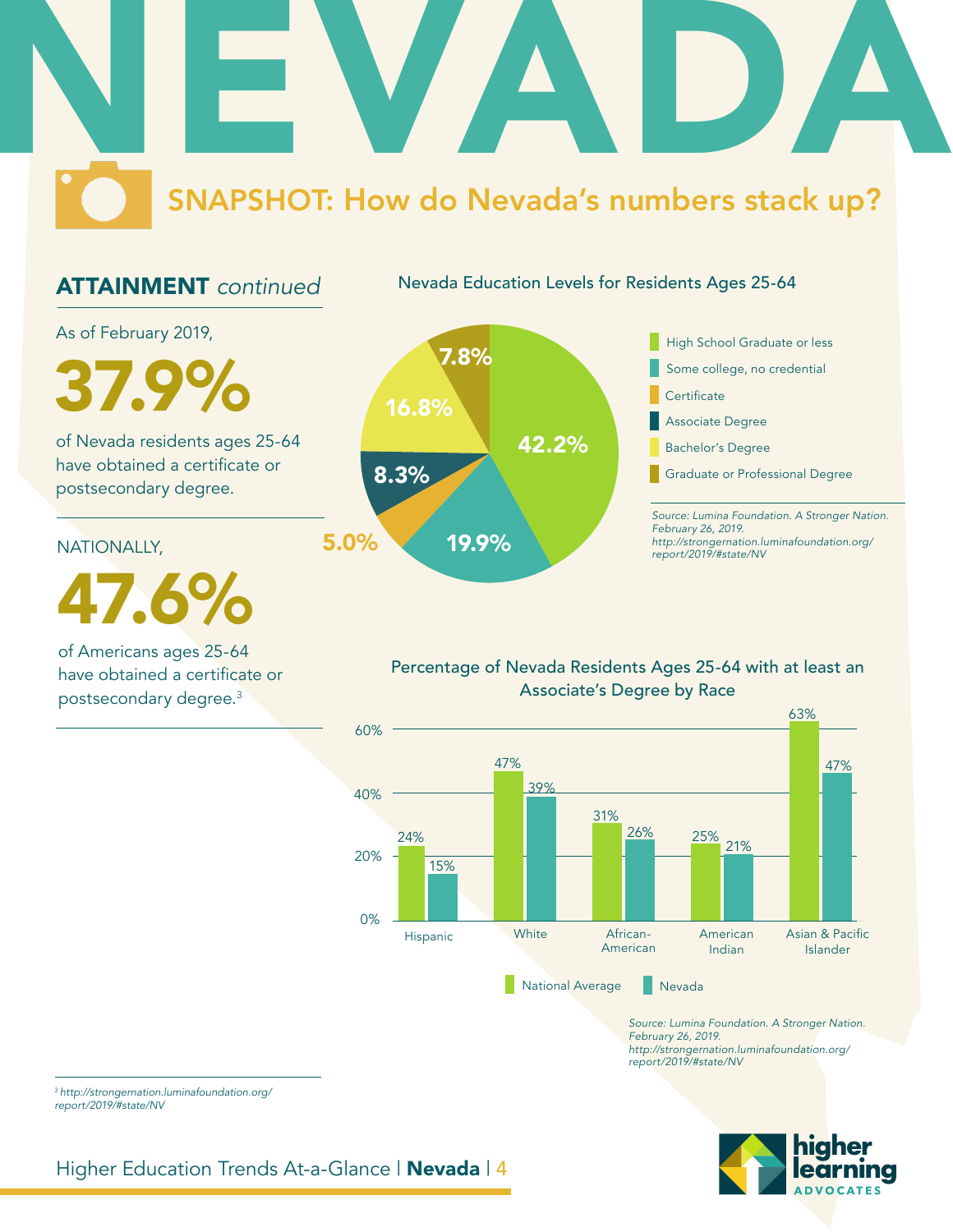# NEVADA

## SNAPSHOT: How do Nevada's numbers stack up?

### ATTAINMENT *continued*

As of February 2019,

**37.9%**

of Nevada residents ages 25-64 have obtained a certificate or postsecondary degree.

NATIONALLY,

**47.6%**

of Americans ages 25-64 have obtained a certificate or postsecondary degree.[3]

**Nevada Education Levels for Residents Ages 25-64**

| Education Level | Percentage |
|---|---|
| High School Graduate or less | 42.2% |
| Some college, no credential | 19.9% |
| Certificate | 5.0% |
| Associate Degree | 8.3% |
| Bachelor's Degree | 16.8% |
| Graduate or Professional Degree | 7.8% |

*Source: Lumina Foundation. A Stronger Nation. February 26, 2019. http://strongernation.luminafoundation.org/report/2019/#state/NV*

**Percentage of Nevada Residents Ages 25-64 with at least an Associate's Degree by Race**

| Race | National Average | Nevada |
|---|---|---|
| Hispanic | 24% | 15% |
| White | 47% | 39% |
| African-American | 31% | 26% |
| American Indian | 25% | 21% |
| Asian & Pacific Islander | 63% | 47% |

*Source: Lumina Foundation. A Stronger Nation. February 26, 2019. http://strongernation.luminafoundation.org/report/2019/#state/NV*

[3] http://strongernation.luminafoundation.org/report/2019/#state/NV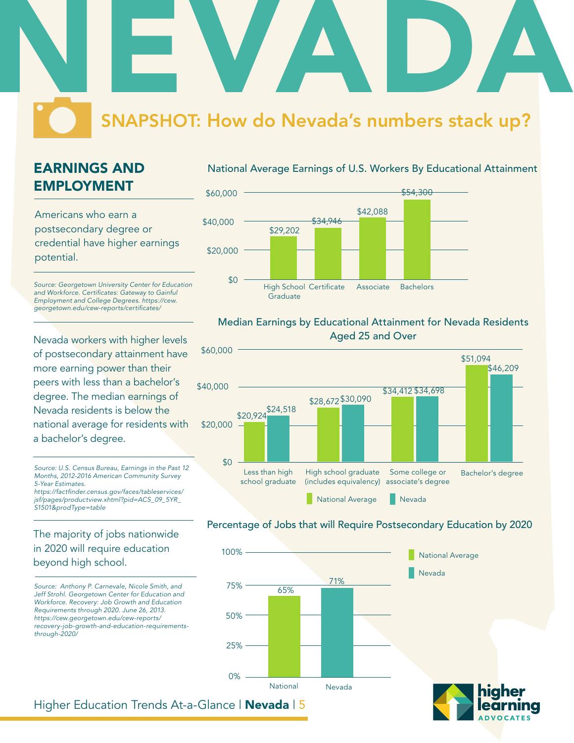# NEVADA

## SNAPSHOT: How do Nevada's numbers stack up?

### EARNINGS AND EMPLOYMENT

Americans who earn a postsecondary degree or credential have higher earnings potential.

*Source: Georgetown University Center for Education and Workforce. Certificates: Gateway to Gainful Employment and College Degrees. https://cew.georgetown.edu/cew-reports/certificates/*

**National Average Earnings of U.S. Workers By Educational Attainment**

| Educational Attainment | Earnings |
|---|---|
| High School Graduate | $29,202 |
| Certificate | $34,946 |
| Associate | $42,088 |
| Bachelors | $54,300 |

Nevada workers with higher levels of postsecondary attainment have more earning power than their peers with less than a bachelor's degree. The median earnings of Nevada residents is below the national average for residents with a bachelor's degree.

*Source: U.S. Census Bureau, Earnings in the Past 12 Months, 2012-2016 American Community Survey 5-Year Estimates. https://factfinder.census.gov/faces/tableservices/jsf/pages/productview.xhtml?pid=ACS_09_5YR_S1501&prodType=table*

**Median Earnings by Educational Attainment for Nevada Residents Aged 25 and Over**

| Educational Attainment | National Average | Nevada |
|---|---|---|
| Less than high school graduate | $20,924 | $24,518 |
| High school graduate (includes equivalency) | $28,672 | $30,090 |
| Some college or associate's degree | $34,412 | $34,698 |
| Bachelor's degree | $51,094 | $46,209 |

The majority of jobs nationwide in 2020 will require education beyond high school.

*Source: Anthony P. Carnevale, Nicole Smith, and Jeff Strohl. Georgetown Center for Education and Workforce. Recovery: Job Growth and Education Requirements through 2020. June 26, 2013. https://cew.georgetown.edu/cew-reports/recovery-job-growth-and-education-requirements-through-2020/*

**Percentage of Jobs that will Require Postsecondary Education by 2020**

| | Percentage |
|---|---|
| National | 65% |
| Nevada | 71% |

higher learning ADVOCATES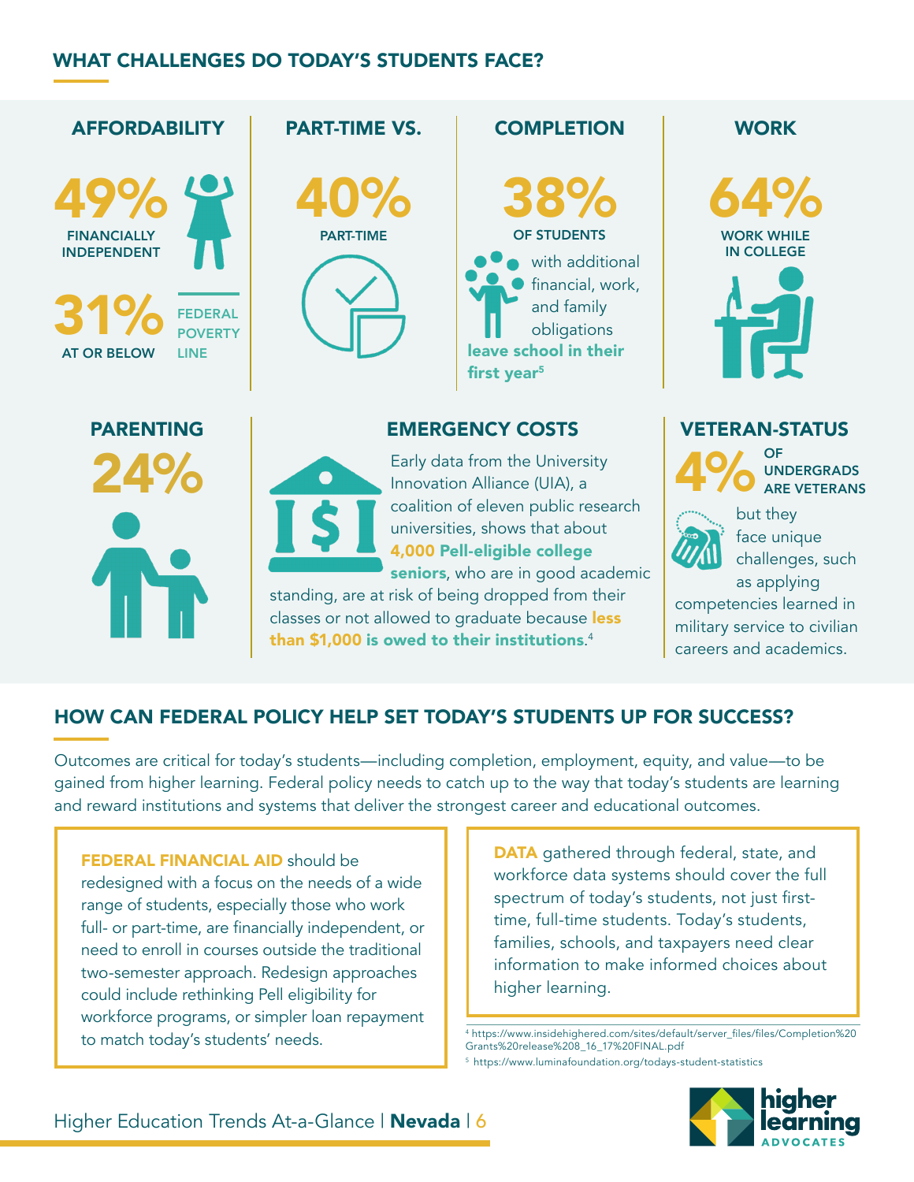## WHAT CHALLENGES DO TODAY'S STUDENTS FACE?

### AFFORDABILITY

**49%** FINANCIALLY INDEPENDENT

**31%** AT OR BELOW FEDERAL POVERTY LINE

### PART-TIME VS.

**40%** PART-TIME

### COMPLETION

**38%** OF STUDENTS with additional financial, work, and family obligations **leave school in their first year**[5]

### WORK

**64%** WORK WHILE IN COLLEGE

### PARENTING

**24%**

### EMERGENCY COSTS

Early data from the University Innovation Alliance (UIA), a coalition of eleven public research universities, shows that about **4,000 Pell-eligible college seniors**, who are in good academic standing, are at risk of being dropped from their classes or not allowed to graduate because **less than $1,000 is owed to their institutions.**[4]

### VETERAN-STATUS

**4%** OF UNDERGRADS ARE VETERANS but they face unique challenges, such as applying competencies learned in military service to civilian careers and academics.

## HOW CAN FEDERAL POLICY HELP SET TODAY'S STUDENTS UP FOR SUCCESS?

Outcomes are critical for today's students—including completion, employment, equity, and value—to be gained from higher learning. Federal policy needs to catch up to the way that today's students are learning and reward institutions and systems that deliver the strongest career and educational outcomes.

**FEDERAL FINANCIAL AID** should be redesigned with a focus on the needs of a wide range of students, especially those who work full- or part-time, are financially independent, or need to enroll in courses outside the traditional two-semester approach. Redesign approaches could include rethinking Pell eligibility for workforce programs, or simpler loan repayment to match today's students' needs.

**DATA** gathered through federal, state, and workforce data systems should cover the full spectrum of today's students, not just first-time, full-time students. Today's students, families, schools, and taxpayers need clear information to make informed choices about higher learning.

[4] https://www.insidehighered.com/sites/default/server_files/files/Completion%20Grants%20release%208_16_17%20FINAL.pdf

[5] https://www.luminafoundation.org/todays-student-statistics

Higher Education Trends At-a-Glance | **Nevada**

higher learning ADVOCATES